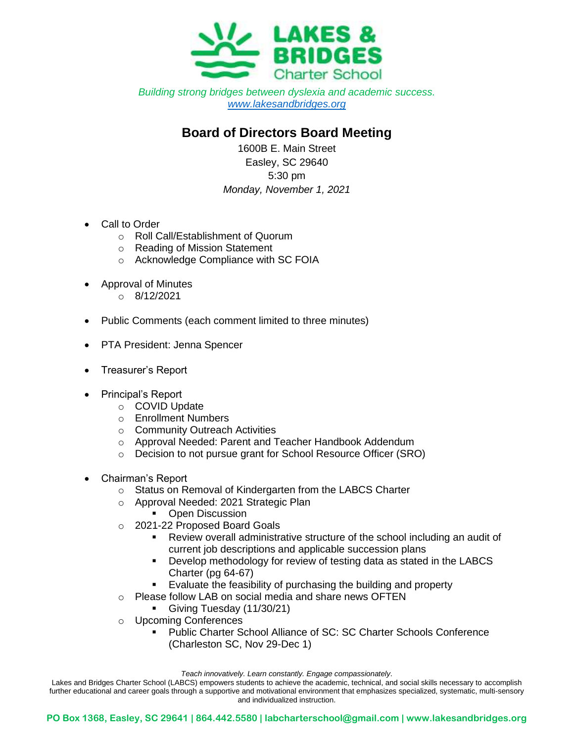**LAKES & BRIDGES**
Charter School

*Building strong bridges between dyslexia and academic success.*
[www.lakesandbridges.org](http://www.lakesandbridges.org)

# Board of Directors Board Meeting

1600B E. Main Street
Easley, SC 29640
5:30 pm
*Monday, November 1, 2021*

- Call to Order
  - Roll Call/Establishment of Quorum
  - Reading of Mission Statement
  - Acknowledge Compliance with SC FOIA
- Approval of Minutes
  - 8/12/2021
- Public Comments (each comment limited to three minutes)
- PTA President: Jenna Spencer
- Treasurer's Report
- Principal's Report
  - COVID Update
  - Enrollment Numbers
  - Community Outreach Activities
  - Approval Needed: Parent and Teacher Handbook Addendum
  - Decision to not pursue grant for School Resource Officer (SRO)
- Chairman's Report
  - Status on Removal of Kindergarten from the LABCS Charter
  - Approval Needed: 2021 Strategic Plan
    - Open Discussion
  - 2021-22 Proposed Board Goals
    - Review overall administrative structure of the school including an audit of current job descriptions and applicable succession plans
    - Develop methodology for review of testing data as stated in the LABCS Charter (pg 64-67)
    - Evaluate the feasibility of purchasing the building and property
  - Please follow LAB on social media and share news OFTEN
    - Giving Tuesday (11/30/21)
  - Upcoming Conferences
    - Public Charter School Alliance of SC: SC Charter Schools Conference (Charleston SC, Nov 29-Dec 1)

*Teach innovatively. Learn constantly. Engage compassionately.*

Lakes and Bridges Charter School (LABCS) empowers students to achieve the academic, technical, and social skills necessary to accomplish further educational and career goals through a supportive and motivational environment that emphasizes specialized, systematic, multi-sensory and individualized instruction.

**PO Box 1368, Easley, SC 29641 | 864.442.5580 | labcharterschool@gmail.com | www.lakesandbridges.org**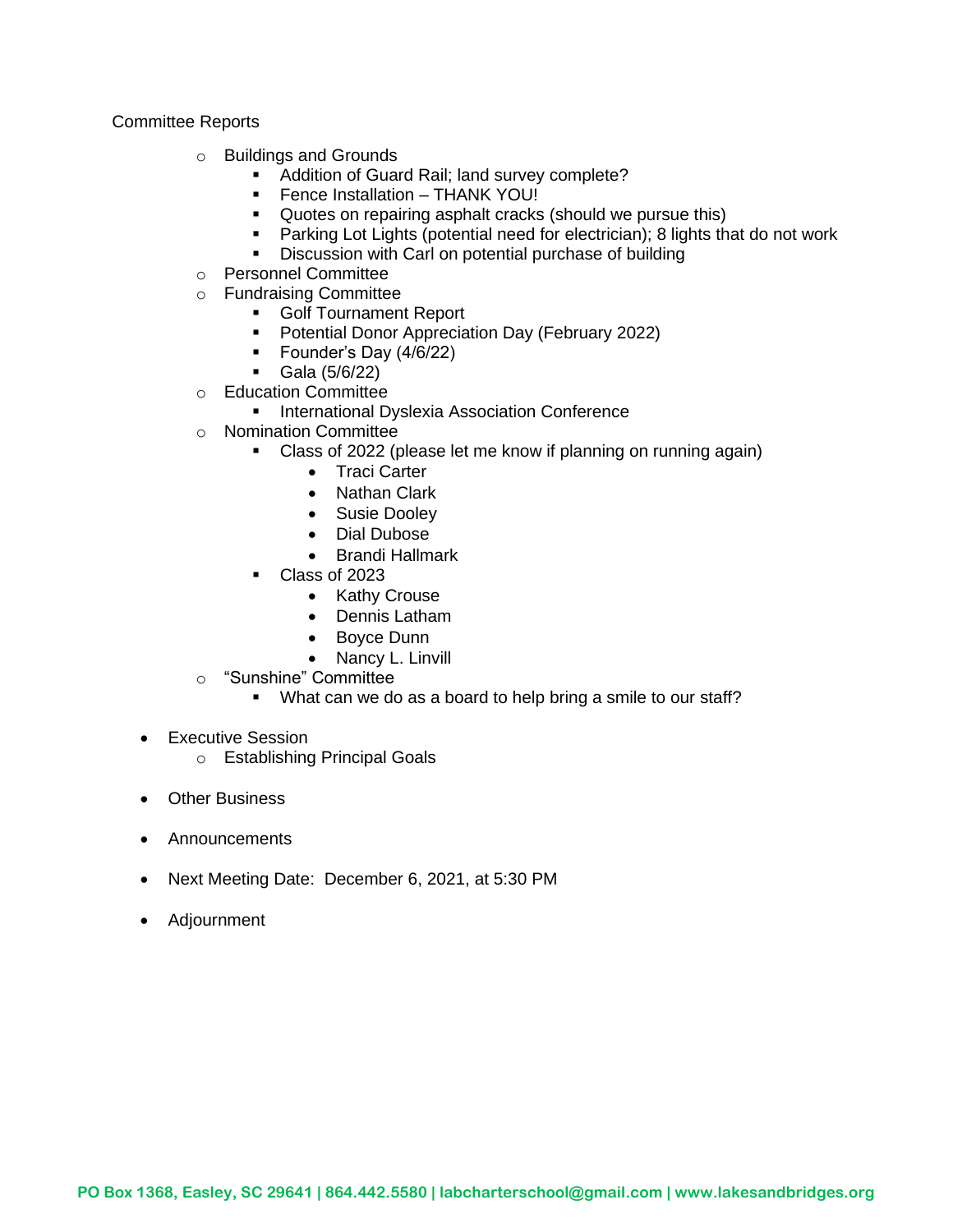Committee Reports

- Buildings and Grounds
  - Addition of Guard Rail; land survey complete?
  - Fence Installation – THANK YOU!
  - Quotes on repairing asphalt cracks (should we pursue this)
  - Parking Lot Lights (potential need for electrician); 8 lights that do not work
  - Discussion with Carl on potential purchase of building
- Personnel Committee
- Fundraising Committee
  - Golf Tournament Report
  - Potential Donor Appreciation Day (February 2022)
  - Founder's Day (4/6/22)
  - Gala (5/6/22)
- Education Committee
  - International Dyslexia Association Conference
- Nomination Committee
  - Class of 2022 (please let me know if planning on running again)
    - Traci Carter
    - Nathan Clark
    - Susie Dooley
    - Dial Dubose
    - Brandi Hallmark
  - Class of 2023
    - Kathy Crouse
    - Dennis Latham
    - Boyce Dunn
    - Nancy L. Linvill
- "Sunshine" Committee
  - What can we do as a board to help bring a smile to our staff?

- Executive Session
  - Establishing Principal Goals

- Other Business

- Announcements

- Next Meeting Date: December 6, 2021, at 5:30 PM

- Adjournment

**PO Box 1368, Easley, SC 29641 | 864.442.5580 | labcharterschool@gmail.com | www.lakesandbridges.org**